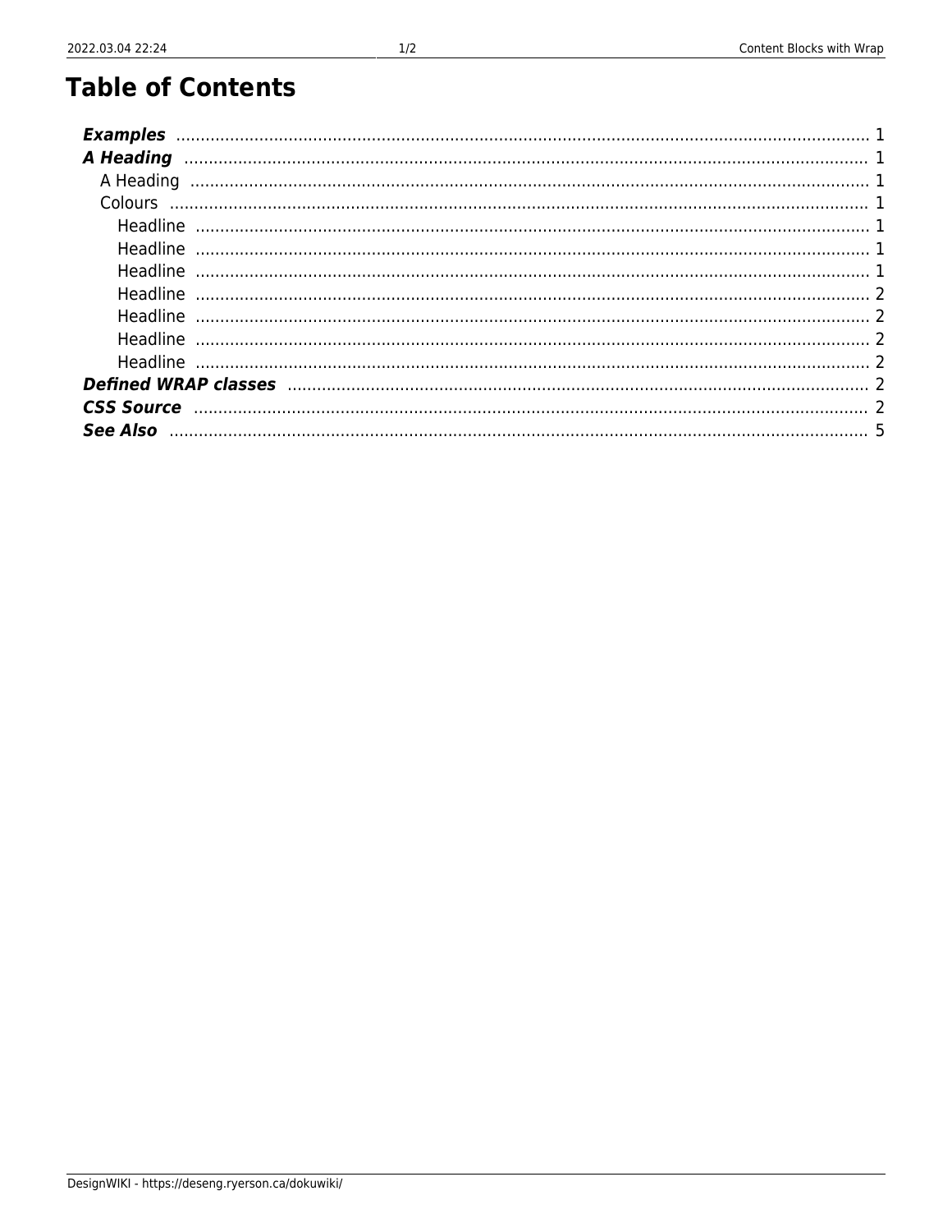# Table of Contents

- ***Examples*** ........ 1
- ***A Heading*** ........ 1
  - A Heading ........ 1
  - Colours ........ 1
    - Headline ........ 1
    - Headline ........ 1
    - Headline ........ 1
    - Headline ........ 2
    - Headline ........ 2
    - Headline ........ 2
    - Headline ........ 2
- ***Defined WRAP classes*** ........ 2
- ***CSS Source*** ........ 2
- ***See Also*** ........ 5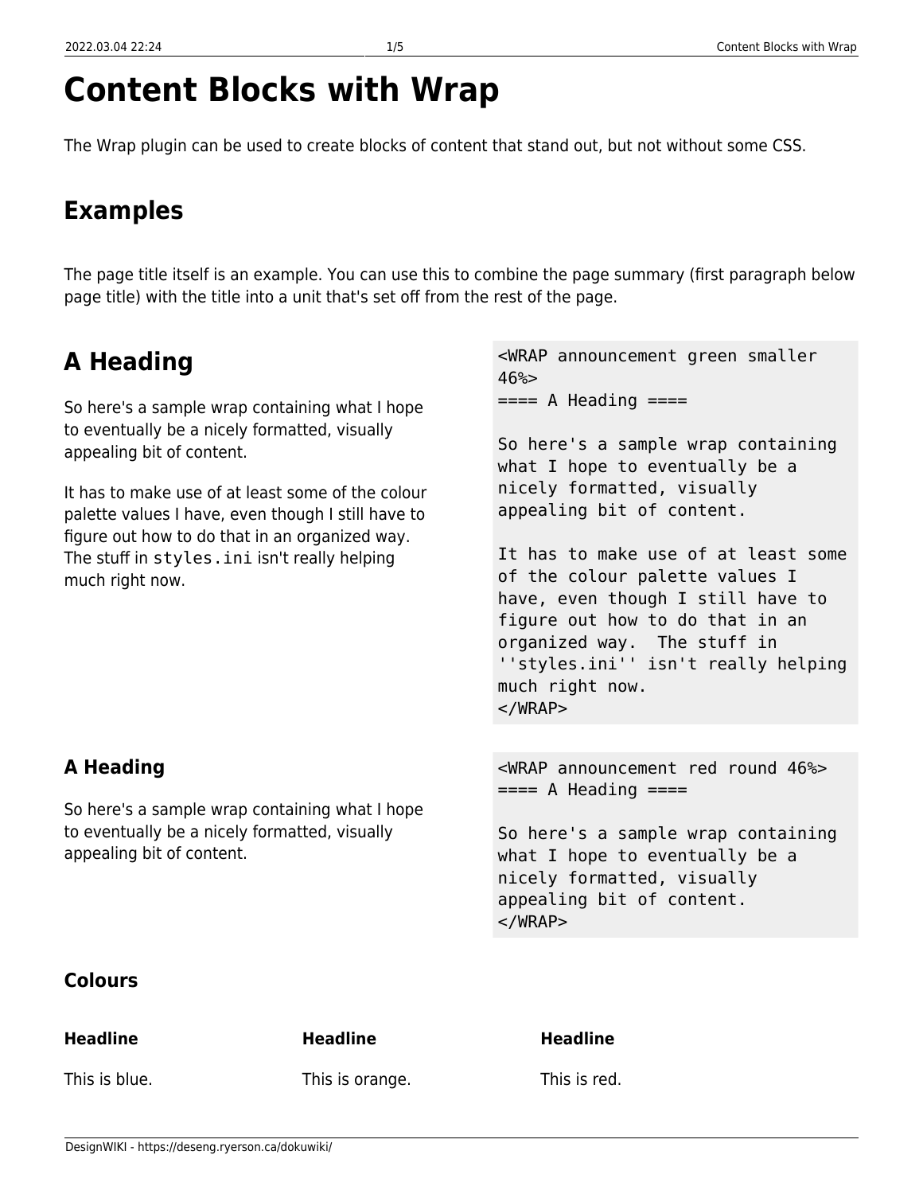# Content Blocks with Wrap

The Wrap plugin can be used to create blocks of content that stand out, but not without some CSS.

## Examples

The page title itself is an example. You can use this to combine the page summary (first paragraph below page title) with the title into a unit that's set off from the rest of the page.

# A Heading

So here's a sample wrap containing what I hope to eventually be a nicely formatted, visually appealing bit of content.

It has to make use of at least some of the colour palette values I have, even though I still have to figure out how to do that in an organized way. The stuff in `styles.ini` isn't really helping much right now.

```
<WRAP announcement green smaller 46%>
==== A Heading ====

So here's a sample wrap containing what I hope to eventually be a nicely formatted, visually appealing bit of content.

It has to make use of at least some of the colour palette values I have, even though I still have to figure out how to do that in an organized way.  The stuff in ''styles.ini'' isn't really helping much right now.
</WRAP>
```

### A Heading

So here's a sample wrap containing what I hope to eventually be a nicely formatted, visually appealing bit of content.

```
<WRAP announcement red round 46%>
==== A Heading ====

So here's a sample wrap containing what I hope to eventually be a nicely formatted, visually appealing bit of content.
</WRAP>
```

### Colours

**Headline**

This is blue.

**Headline**

This is orange.

**Headline**

This is red.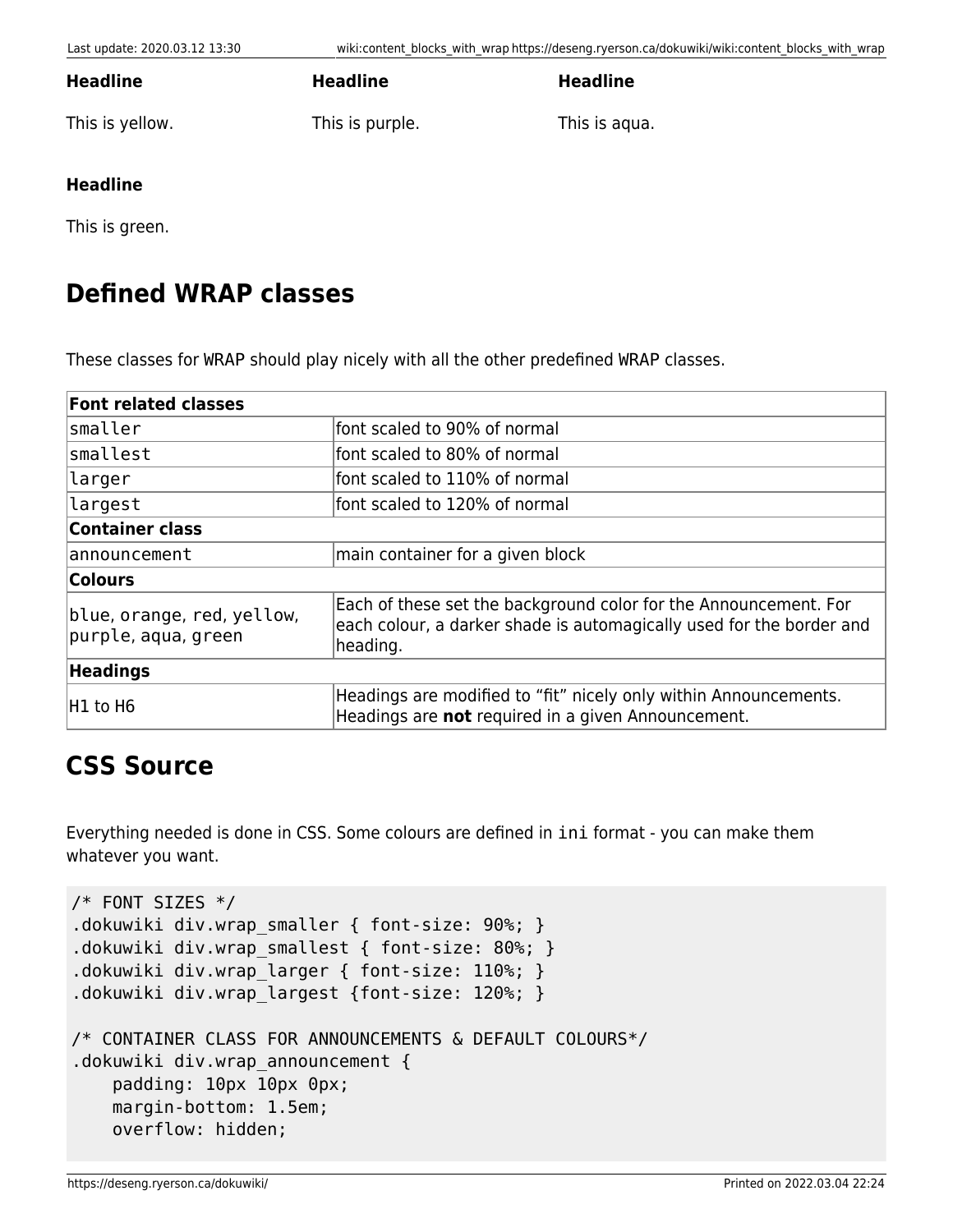**Headline**

This is yellow.

**Headline**

This is purple.

**Headline**

This is aqua.

**Headline**

This is green.

## Defined WRAP classes

These classes for `WRAP` should play nicely with all the other predefined `WRAP` classes.

| **Font related classes** | |
|---|---|
| `smaller` | font scaled to 90% of normal |
| `smallest` | font scaled to 80% of normal |
| `larger` | font scaled to 110% of normal |
| `largest` | font scaled to 120% of normal |
| **Container class** | |
| `announcement` | main container for a given block |
| **Colours** | |
| `blue, orange, red, yellow, purple, aqua, green` | Each of these set the background color for the Announcement. For each colour, a darker shade is automagically used for the border and heading. |
| **Headings** | |
| H1 to H6 | Headings are modified to “fit” nicely only within Announcements. Headings are **not** required in a given Announcement. |

## CSS Source

Everything needed is done in CSS. Some colours are defined in `ini` format - you can make them whatever you want.

```
/* FONT SIZES */
.dokuwiki div.wrap_smaller { font-size: 90%; }
.dokuwiki div.wrap_smallest { font-size: 80%; }
.dokuwiki div.wrap_larger { font-size: 110%; }
.dokuwiki div.wrap_largest {font-size: 120%; }

/* CONTAINER CLASS FOR ANNOUNCEMENTS & DEFAULT COLOURS*/
.dokuwiki div.wrap_announcement {
    padding: 10px 10px 0px;
    margin-bottom: 1.5em;
    overflow: hidden;
```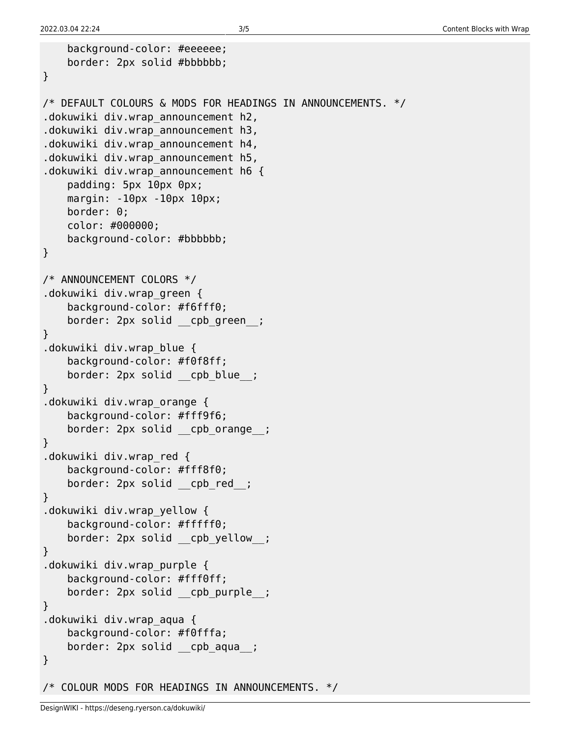```
    background-color: #eeeeee;
    border: 2px solid #bbbbbb;
}

/* DEFAULT COLOURS & MODS FOR HEADINGS IN ANNOUNCEMENTS. */
.dokuwiki div.wrap_announcement h2,
.dokuwiki div.wrap_announcement h3,
.dokuwiki div.wrap_announcement h4,
.dokuwiki div.wrap_announcement h5,
.dokuwiki div.wrap_announcement h6 {
    padding: 5px 10px 0px;
    margin: -10px -10px 10px;
    border: 0;
    color: #000000;
    background-color: #bbbbbb;
}

/* ANNOUNCEMENT COLORS */
.dokuwiki div.wrap_green {
    background-color: #f6fff0;
    border: 2px solid __cpb_green__;
}
.dokuwiki div.wrap_blue {
    background-color: #f0f8ff;
    border: 2px solid __cpb_blue__;
}
.dokuwiki div.wrap_orange {
    background-color: #fff9f6;
    border: 2px solid __cpb_orange__;
}
.dokuwiki div.wrap_red {
    background-color: #fff8f0;
    border: 2px solid __cpb_red__;
}
.dokuwiki div.wrap_yellow {
    background-color: #fffff0;
    border: 2px solid __cpb_yellow__;
}
.dokuwiki div.wrap_purple {
    background-color: #fff0ff;
    border: 2px solid __cpb_purple__;
}
.dokuwiki div.wrap_aqua {
    background-color: #f0fffa;
    border: 2px solid __cpb_aqua__;
}

/* COLOUR MODS FOR HEADINGS IN ANNOUNCEMENTS. */
```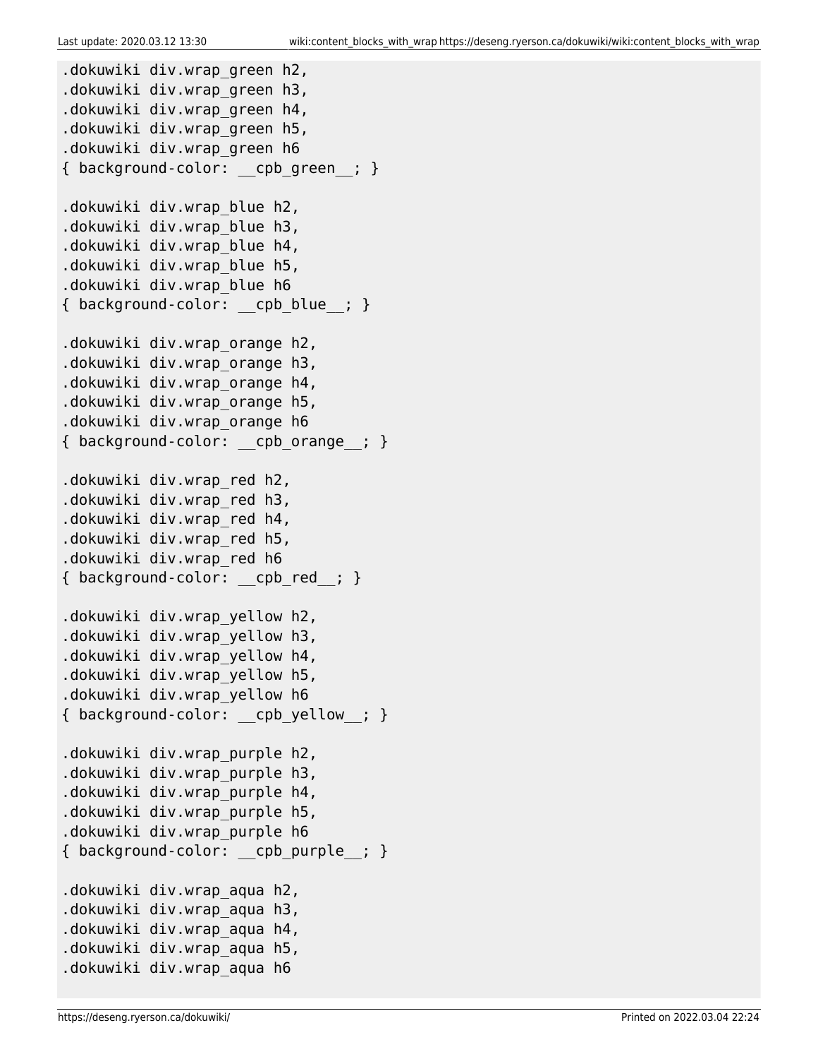```
.dokuwiki div.wrap_green h2,
.dokuwiki div.wrap_green h3,
.dokuwiki div.wrap_green h4,
.dokuwiki div.wrap_green h5,
.dokuwiki div.wrap_green h6
{ background-color: __cpb_green__; }

.dokuwiki div.wrap_blue h2,
.dokuwiki div.wrap_blue h3,
.dokuwiki div.wrap_blue h4,
.dokuwiki div.wrap_blue h5,
.dokuwiki div.wrap_blue h6
{ background-color: __cpb_blue__; }

.dokuwiki div.wrap_orange h2,
.dokuwiki div.wrap_orange h3,
.dokuwiki div.wrap_orange h4,
.dokuwiki div.wrap_orange h5,
.dokuwiki div.wrap_orange h6
{ background-color: __cpb_orange__; }

.dokuwiki div.wrap_red h2,
.dokuwiki div.wrap_red h3,
.dokuwiki div.wrap_red h4,
.dokuwiki div.wrap_red h5,
.dokuwiki div.wrap_red h6
{ background-color: __cpb_red__; }

.dokuwiki div.wrap_yellow h2,
.dokuwiki div.wrap_yellow h3,
.dokuwiki div.wrap_yellow h4,
.dokuwiki div.wrap_yellow h5,
.dokuwiki div.wrap_yellow h6
{ background-color: __cpb_yellow__; }

.dokuwiki div.wrap_purple h2,
.dokuwiki div.wrap_purple h3,
.dokuwiki div.wrap_purple h4,
.dokuwiki div.wrap_purple h5,
.dokuwiki div.wrap_purple h6
{ background-color: __cpb_purple__; }

.dokuwiki div.wrap_aqua h2,
.dokuwiki div.wrap_aqua h3,
.dokuwiki div.wrap_aqua h4,
.dokuwiki div.wrap_aqua h5,
.dokuwiki div.wrap_aqua h6
```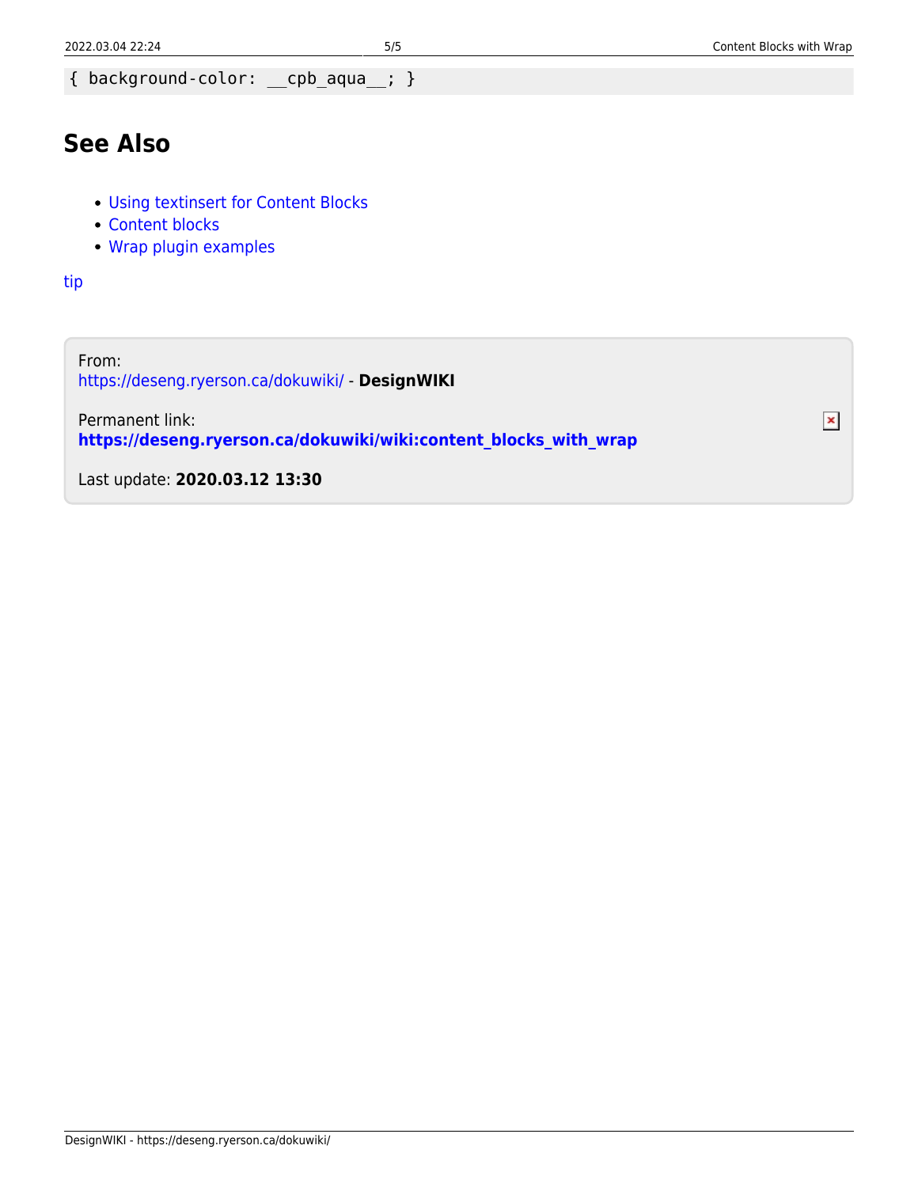```
{ background-color: __cpb_aqua__; }
```

## See Also

- Using textinsert for Content Blocks
- Content blocks
- Wrap plugin examples

tip

From:
https://deseng.ryerson.ca/dokuwiki/ - **DesignWIKI**

Permanent link:
**https://deseng.ryerson.ca/dokuwiki/wiki:content_blocks_with_wrap**

Last update: **2020.03.12 13:30**